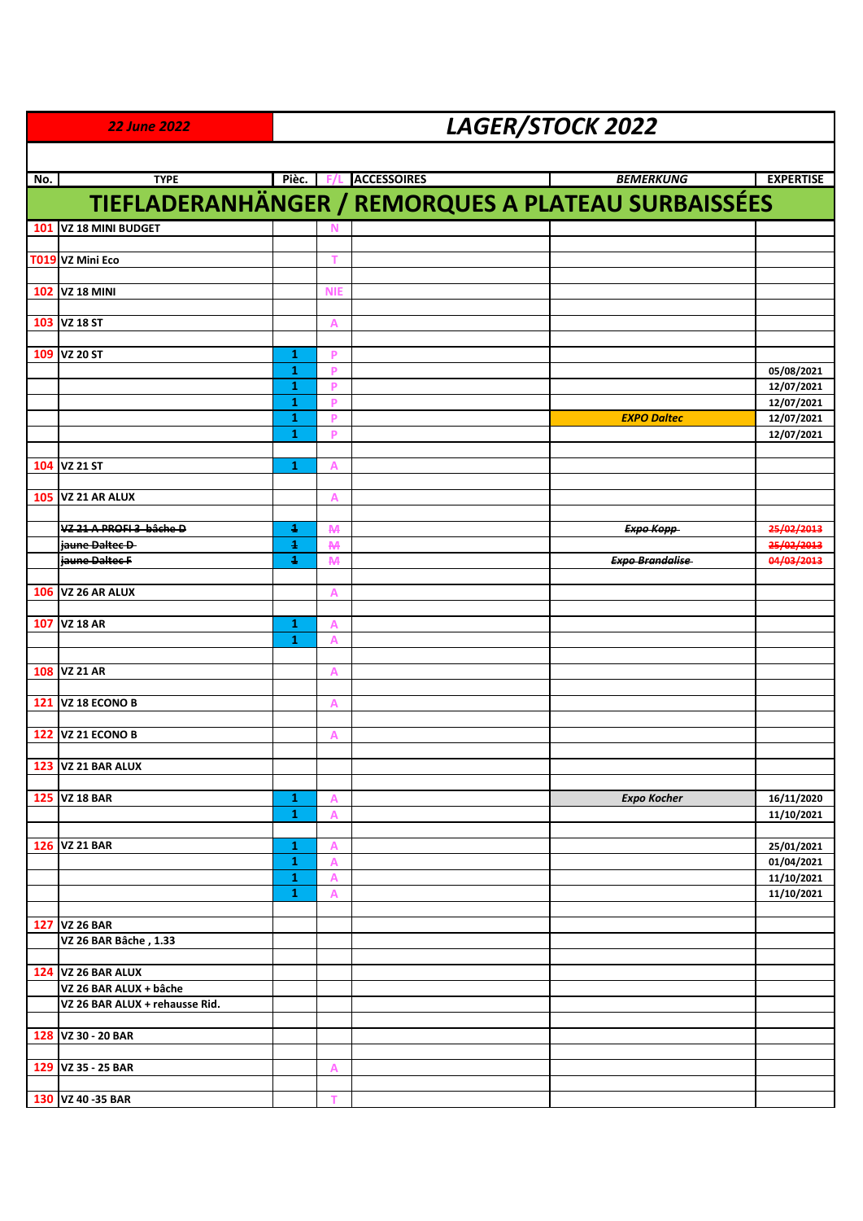| 22 June 2022 | | | LAGER/STOCK 2022 | | |
|---|---|---|---|---|---|
| | | | | | |
| **No.** | **TYPE** | **Pièc.** | **F/L** | **ACCESSOIRES** | ***BEMERKUNG*** | **EXPERTISE** |

**TIEFLADERANHÄNGER / REMORQUES A PLATEAU SURBAISSÉES**

| No. | TYPE | Pièc. | F/L | ACCESSOIRES | BEMERKUNG | EXPERTISE |
|---|---|---|---|---|---|---|
| 101 | VZ 18 MINI BUDGET | | N | | | |
| | | | | | | |
| T019 | VZ Mini Eco | | T | | | |
| | | | | | | |
| 102 | VZ 18 MINI | | NIE | | | |
| | | | | | | |
| 103 | VZ 18 ST | | A | | | |
| | | | | | | |
| 109 | VZ 20 ST | 1 | P | | | |
| | | 1 | P | | | 05/08/2021 |
| | | 1 | P | | | 12/07/2021 |
| | | 1 | P | | | 12/07/2021 |
| | | 1 | P | | *EXPO Daltec* | 12/07/2021 |
| | | 1 | P | | | 12/07/2021 |
| | | | | | | |
| 104 | VZ 21 ST | 1 | A | | | |
| | | | | | | |
| 105 | VZ 21 AR ALUX | | A | | | |
| | | | | | | |
| | ~~VZ 21 A PROFI 3 bâche D~~ | ~~1~~ | ~~M~~ | | ~~*Expo Kopp*~~ | ~~25/02/2013~~ |
| | ~~jaune Daltec D~~ | ~~1~~ | ~~M~~ | | | ~~25/02/2013~~ |
| | ~~jaune Daltec F~~ | ~~1~~ | ~~M~~ | | ~~*Expo Brandalise*~~ | ~~04/03/2013~~ |
| | | | | | | |
| 106 | VZ 26 AR ALUX | | A | | | |
| | | | | | | |
| 107 | VZ 18 AR | 1 | A | | | |
| | | 1 | A | | | |
| | | | | | | |
| 108 | VZ 21 AR | | A | | | |
| | | | | | | |
| 121 | VZ 18 ECONO B | | A | | | |
| | | | | | | |
| 122 | VZ 21 ECONO B | | A | | | |
| | | | | | | |
| 123 | VZ 21 BAR ALUX | | | | | |
| | | | | | | |
| 125 | VZ 18 BAR | 1 | A | | *Expo Kocher* | 16/11/2020 |
| | | 1 | A | | | 11/10/2021 |
| | | | | | | |
| 126 | VZ 21 BAR | 1 | A | | | 25/01/2021 |
| | | 1 | A | | | 01/04/2021 |
| | | 1 | A | | | 11/10/2021 |
| | | 1 | A | | | 11/10/2021 |
| | | | | | | |
| 127 | VZ 26 BAR | | | | | |
| | VZ 26 BAR Bâche , 1.33 | | | | | |
| | | | | | | |
| 124 | VZ 26 BAR ALUX | | | | | |
| | VZ 26 BAR ALUX + bâche | | | | | |
| | VZ 26 BAR ALUX + rehausse Rid. | | | | | |
| | | | | | | |
| 128 | VZ 30 - 20 BAR | | | | | |
| | | | | | | |
| 129 | VZ 35 - 25 BAR | | A | | | |
| | | | | | | |
| 130 | VZ 40 -35 BAR | | T | | | |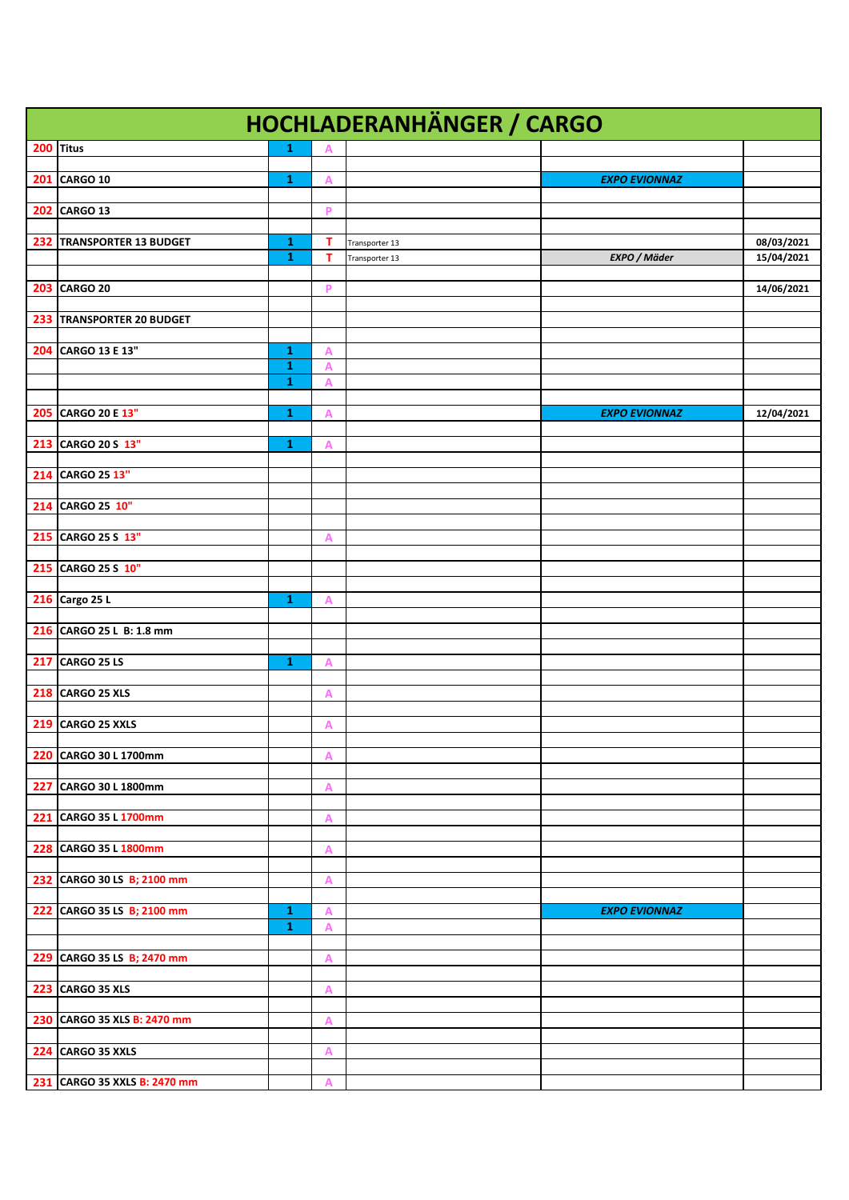# HOCHLADERANHÄNGER / CARGO

| | | | | | | |
|---|---|---|---|---|---|---|
| 200 | Titus | 1 | A | | | |
| | | | | | | |
| 201 | CARGO 10 | 1 | A | | *EXPO EVIONNAZ* | |
| | | | | | | |
| 202 | CARGO 13 | | P | | | |
| | | | | | | |
| 232 | TRANSPORTER 13 BUDGET | 1 | T | Transporter 13 | | 08/03/2021 |
| | | 1 | T | Transporter 13 | *EXPO / Mäder* | 15/04/2021 |
| | | | | | | |
| 203 | CARGO 20 | | P | | | 14/06/2021 |
| | | | | | | |
| 233 | TRANSPORTER 20 BUDGET | | | | | |
| | | | | | | |
| 204 | CARGO 13 E 13" | 1 | A | | | |
| | | 1 | A | | | |
| | | 1 | A | | | |
| | | | | | | |
| 205 | CARGO 20 E 13" | 1 | A | | *EXPO EVIONNAZ* | 12/04/2021 |
| | | | | | | |
| 213 | CARGO 20 S 13" | 1 | A | | | |
| | | | | | | |
| 214 | CARGO 25 13" | | | | | |
| | | | | | | |
| 214 | CARGO 25 10" | | | | | |
| | | | | | | |
| 215 | CARGO 25 S 13" | | A | | | |
| | | | | | | |
| 215 | CARGO 25 S 10" | | | | | |
| | | | | | | |
| 216 | Cargo 25 L | 1 | A | | | |
| | | | | | | |
| 216 | CARGO 25 L B: 1.8 mm | | | | | |
| | | | | | | |
| 217 | CARGO 25 LS | 1 | A | | | |
| | | | | | | |
| 218 | CARGO 25 XLS | | A | | | |
| | | | | | | |
| 219 | CARGO 25 XXLS | | A | | | |
| | | | | | | |
| 220 | CARGO 30 L 1700mm | | A | | | |
| | | | | | | |
| 227 | CARGO 30 L 1800mm | | A | | | |
| | | | | | | |
| 221 | CARGO 35 L 1700mm | | A | | | |
| | | | | | | |
| 228 | CARGO 35 L 1800mm | | A | | | |
| | | | | | | |
| 232 | CARGO 30 LS B; 2100 mm | | A | | | |
| | | | | | | |
| 222 | CARGO 35 LS B; 2100 mm | 1 | A | | *EXPO EVIONNAZ* | |
| | | 1 | A | | | |
| | | | | | | |
| 229 | CARGO 35 LS B; 2470 mm | | A | | | |
| | | | | | | |
| 223 | CARGO 35 XLS | | A | | | |
| | | | | | | |
| 230 | CARGO 35 XLS B: 2470 mm | | A | | | |
| | | | | | | |
| 224 | CARGO 35 XXLS | | A | | | |
| | | | | | | |
| 231 | CARGO 35 XXLS B: 2470 mm | | A | | | |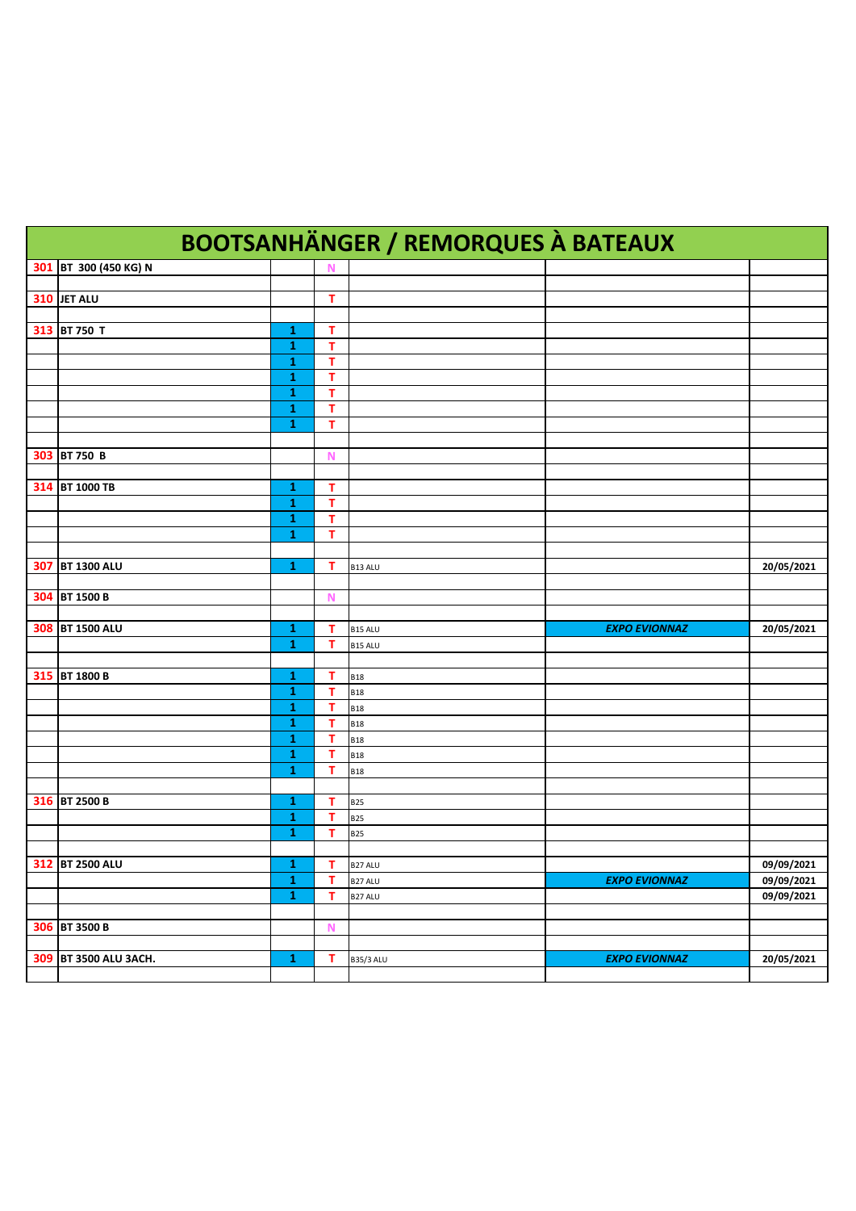# BOOTSANHÄNGER / REMORQUES À BATEAUX

| | | | | | | |
|---|---|---|---|---|---|---|
| 301 | BT 300 (450 KG) N | | N | | | |
| | | | | | | |
| 310 | JET ALU | | T | | | |
| | | | | | | |
| 313 | BT 750 T | 1 | T | | | |
| | | 1 | T | | | |
| | | 1 | T | | | |
| | | 1 | T | | | |
| | | 1 | T | | | |
| | | 1 | T | | | |
| | | 1 | T | | | |
| | | | | | | |
| 303 | BT 750 B | | N | | | |
| | | | | | | |
| 314 | BT 1000 TB | 1 | T | | | |
| | | 1 | T | | | |
| | | 1 | T | | | |
| | | 1 | T | | | |
| | | | | | | |
| 307 | BT 1300 ALU | 1 | T | B13 ALU | | 20/05/2021 |
| | | | | | | |
| 304 | BT 1500 B | | N | | | |
| | | | | | | |
| 308 | BT 1500 ALU | 1 | T | B15 ALU | *EXPO EVIONNAZ* | 20/05/2021 |
| | | 1 | T | B15 ALU | | |
| | | | | | | |
| 315 | BT 1800 B | 1 | T | B18 | | |
| | | 1 | T | B18 | | |
| | | 1 | T | B18 | | |
| | | 1 | T | B18 | | |
| | | 1 | T | B18 | | |
| | | 1 | T | B18 | | |
| | | 1 | T | B18 | | |
| | | | | | | |
| 316 | BT 2500 B | 1 | T | B25 | | |
| | | 1 | T | B25 | | |
| | | 1 | T | B25 | | |
| | | | | | | |
| 312 | BT 2500 ALU | 1 | T | B27 ALU | | 09/09/2021 |
| | | 1 | T | B27 ALU | *EXPO EVIONNAZ* | 09/09/2021 |
| | | 1 | T | B27 ALU | | 09/09/2021 |
| | | | | | | |
| 306 | BT 3500 B | | N | | | |
| | | | | | | |
| 309 | BT 3500 ALU 3ACH. | 1 | T | B35/3 ALU | *EXPO EVIONNAZ* | 20/05/2021 |
| | | | | | | |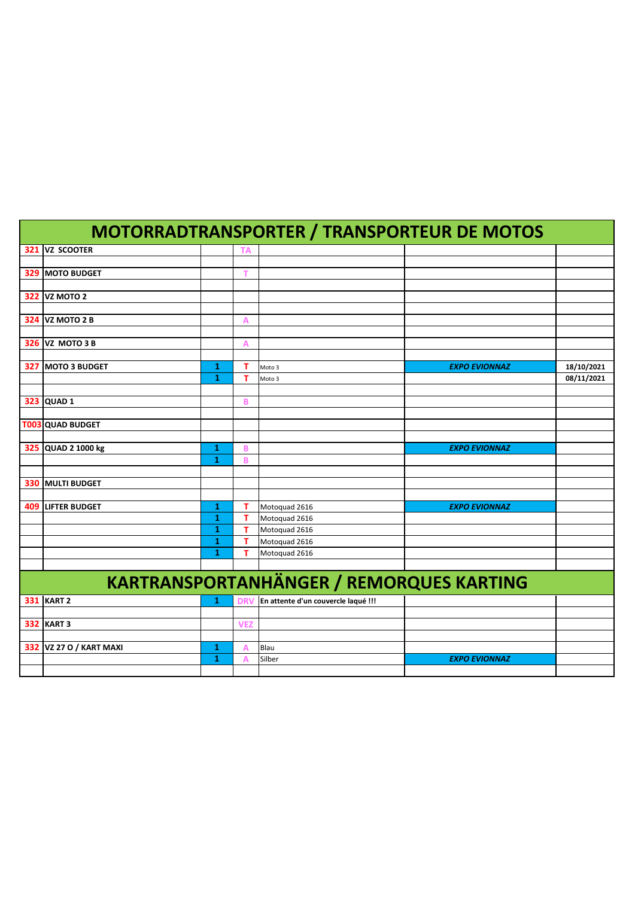| MOTORRADTRANSPORTER / TRANSPORTEUR DE MOTOS | | | | | | |
|---|---|---|---|---|---|---|
| 321 | VZ SCOOTER | | TA | | | |
| | | | | | | |
| 329 | MOTO BUDGET | | T | | | |
| | | | | | | |
| 322 | VZ MOTO 2 | | | | | |
| | | | | | | |
| 324 | VZ MOTO 2 B | | A | | | |
| | | | | | | |
| 326 | VZ MOTO 3 B | | A | | | |
| | | | | | | |
| 327 | MOTO 3 BUDGET | 1 | T | Moto 3 | *EXPO EVIONNAZ* | 18/10/2021 |
| | | 1 | T | Moto 3 | | 08/11/2021 |
| | | | | | | |
| 323 | QUAD 1 | | B | | | |
| | | | | | | |
| T003 | QUAD BUDGET | | | | | |
| | | | | | | |
| 325 | QUAD 2 1000 kg | 1 | B | | *EXPO EVIONNAZ* | |
| | | 1 | B | | | |
| | | | | | | |
| 330 | MULTI BUDGET | | | | | |
| | | | | | | |
| 409 | LIFTER BUDGET | 1 | T | Motoquad 2616 | *EXPO EVIONNAZ* | |
| | | 1 | T | Motoquad 2616 | | |
| | | 1 | T | Motoquad 2616 | | |
| | | 1 | T | Motoquad 2616 | | |
| | | 1 | T | Motoquad 2616 | | |
| | | | | | | |
| **KARTRANSPORTANHÄNGER / REMORQUES KARTING** | | | | | | |
| 331 | KART 2 | 1 | DRV | En attente d'un couvercle laqué !!! | | |
| | | | | | | |
| 332 | KART 3 | | VEZ | | | |
| | | | | | | |
| 332 | VZ 27 O / KART MAXI | 1 | A | Blau | | |
| | | 1 | A | Silber | *EXPO EVIONNAZ* | |
| | | | | | | |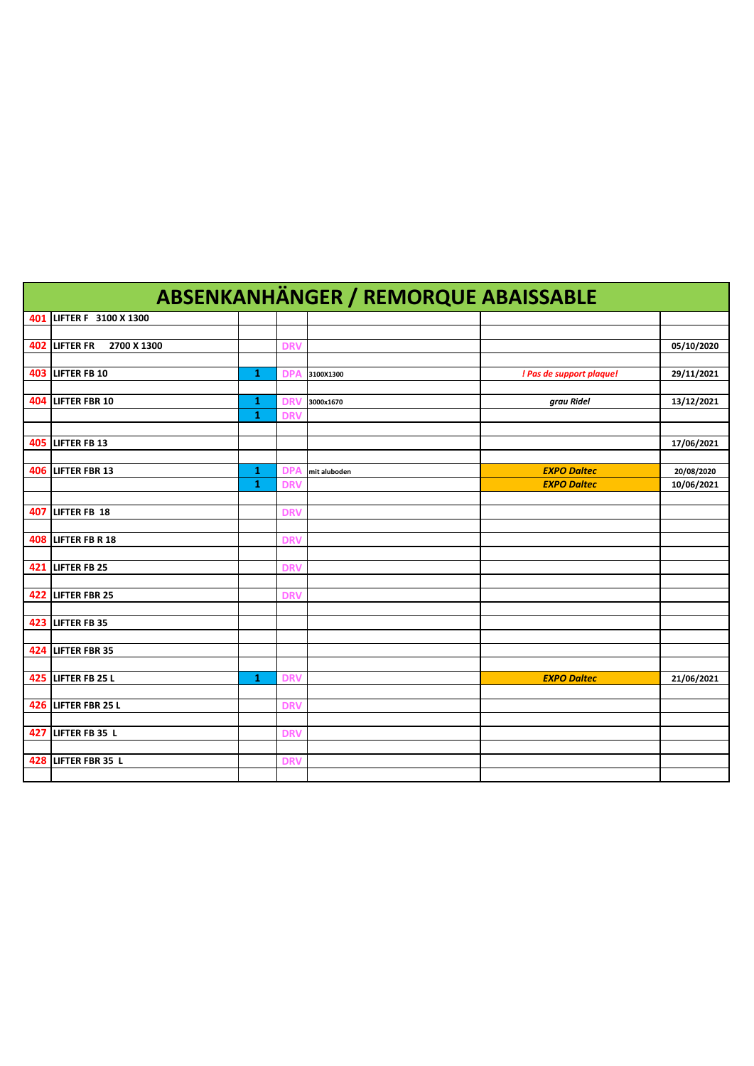# ABSENKANHÄNGER / REMORQUE ABAISSABLE

| | | | | | | |
|---|---|---|---|---|---|---|
| 401 | LIFTER F 3100 X 1300 | | | | | |
| | | | | | | |
| 402 | LIFTER FR 2700 X 1300 | | DRV | | | 05/10/2020 |
| | | | | | | |
| 403 | LIFTER FB 10 | 1 | DPA | 3100X1300 | *! Pas de support plaque!* | 29/11/2021 |
| | | | | | | |
| 404 | LIFTER FBR 10 | 1 | DRV | 3000x1670 | *grau Ridel* | 13/12/2021 |
| | | 1 | DRV | | | |
| | | | | | | |
| 405 | LIFTER FB 13 | | | | | 17/06/2021 |
| | | | | | | |
| 406 | LIFTER FBR 13 | 1 | DPA | mit aluboden | *EXPO Daltec* | 20/08/2020 |
| | | 1 | DRV | | *EXPO Daltec* | 10/06/2021 |
| | | | | | | |
| 407 | LIFTER FB 18 | | DRV | | | |
| | | | | | | |
| 408 | LIFTER FB R 18 | | DRV | | | |
| | | | | | | |
| 421 | LIFTER FB 25 | | DRV | | | |
| | | | | | | |
| 422 | LIFTER FBR 25 | | DRV | | | |
| | | | | | | |
| 423 | LIFTER FB 35 | | | | | |
| | | | | | | |
| 424 | LIFTER FBR 35 | | | | | |
| | | | | | | |
| 425 | LIFTER FB 25 L | 1 | DRV | | *EXPO Daltec* | 21/06/2021 |
| | | | | | | |
| 426 | LIFTER FBR 25 L | | DRV | | | |
| | | | | | | |
| 427 | LIFTER FB 35 L | | DRV | | | |
| | | | | | | |
| 428 | LIFTER FBR 35 L | | DRV | | | |
| | | | | | | |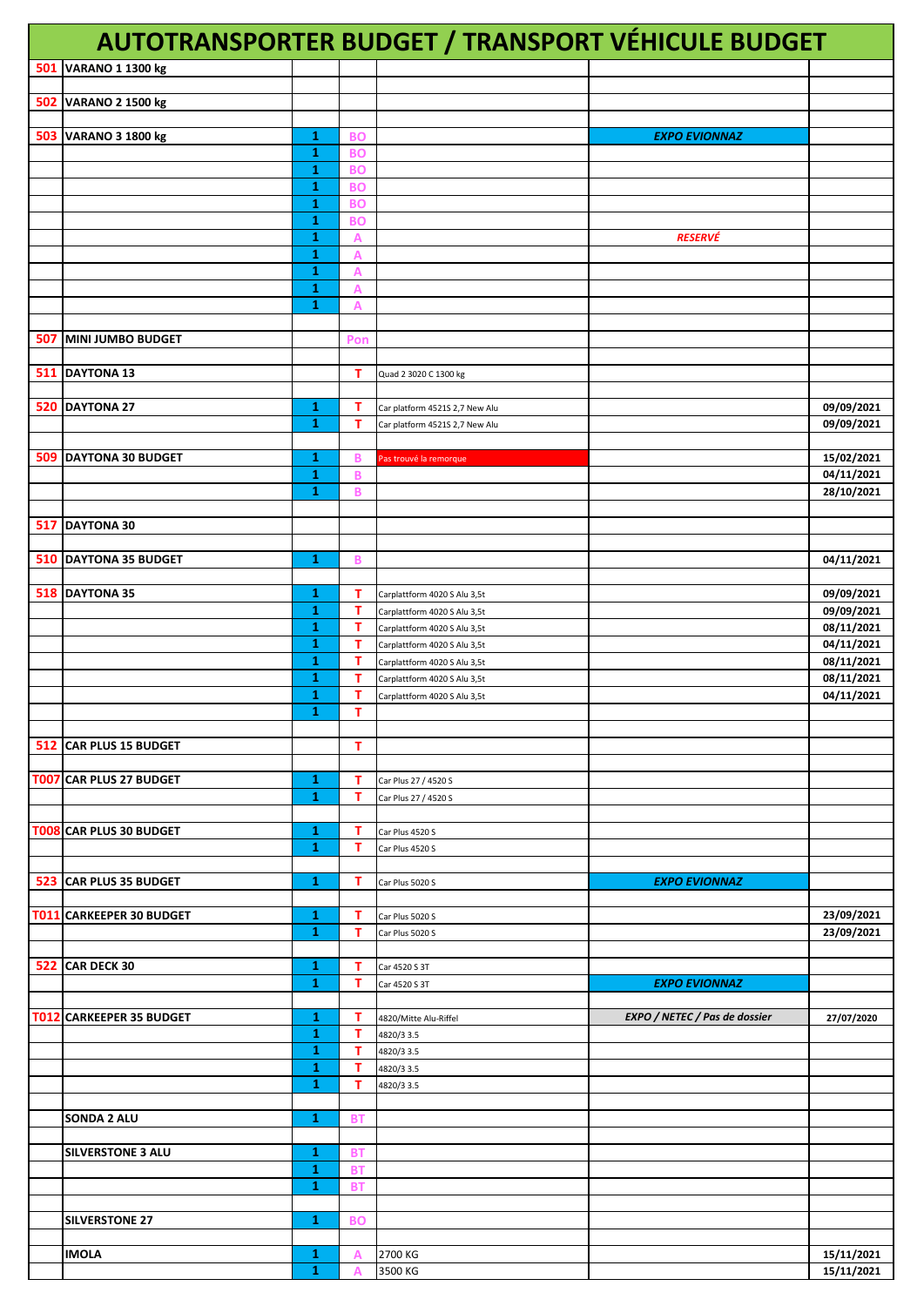# AUTOTRANSPORTER BUDGET / TRANSPORT VÉHICULE BUDGET

| | | | | | | |
|---|---|---|---|---|---|---|
| 501 | VARANO 1 1300 kg | | | | | |
| | | | | | | |
| 502 | VARANO 2 1500 kg | | | | | |
| | | | | | | |
| 503 | VARANO 3 1800 kg | 1 | BO | | EXPO EVIONNAZ | |
| | | 1 | BO | | | |
| | | 1 | BO | | | |
| | | 1 | BO | | | |
| | | 1 | BO | | | |
| | | 1 | BO | | | |
| | | 1 | A | | RESERVÉ | |
| | | 1 | A | | | |
| | | 1 | A | | | |
| | | 1 | A | | | |
| | | 1 | A | | | |
| | | | | | | |
| 507 | MINI JUMBO BUDGET | | Pon | | | |
| | | | | | | |
| 511 | DAYTONA 13 | | T | Quad 2 3020 C 1300 kg | | |
| | | | | | | |
| 520 | DAYTONA 27 | 1 | T | Car platform 4521S 2,7 New Alu | | 09/09/2021 |
| | | 1 | T | Car platform 4521S 2,7 New Alu | | 09/09/2021 |
| | | | | | | |
| 509 | DAYTONA 30 BUDGET | 1 | B | Pas trouvé la remorque | | 15/02/2021 |
| | | 1 | B | | | 04/11/2021 |
| | | 1 | B | | | 28/10/2021 |
| | | | | | | |
| 517 | DAYTONA 30 | | | | | |
| | | | | | | |
| 510 | DAYTONA 35 BUDGET | 1 | B | | | 04/11/2021 |
| | | | | | | |
| 518 | DAYTONA 35 | 1 | T | Carplattform 4020 S Alu 3,5t | | 09/09/2021 |
| | | 1 | T | Carplattform 4020 S Alu 3,5t | | 09/09/2021 |
| | | 1 | T | Carplattform 4020 S Alu 3,5t | | 08/11/2021 |
| | | 1 | T | Carplattform 4020 S Alu 3,5t | | 04/11/2021 |
| | | 1 | T | Carplattform 4020 S Alu 3,5t | | 08/11/2021 |
| | | 1 | T | Carplattform 4020 S Alu 3,5t | | 08/11/2021 |
| | | 1 | T | Carplattform 4020 S Alu 3,5t | | 04/11/2021 |
| | | 1 | T | | | |
| | | | | | | |
| 512 | CAR PLUS 15 BUDGET | | T | | | |
| | | | | | | |
| T007 | CAR PLUS 27 BUDGET | 1 | T | Car Plus 27 / 4520 S | | |
| | | 1 | T | Car Plus 27 / 4520 S | | |
| | | | | | | |
| T008 | CAR PLUS 30 BUDGET | 1 | T | Car Plus 4520 S | | |
| | | 1 | T | Car Plus 4520 S | | |
| | | | | | | |
| 523 | CAR PLUS 35 BUDGET | 1 | T | Car Plus 5020 S | EXPO EVIONNAZ | |
| | | | | | | |
| T011 | CARKEEPER 30 BUDGET | 1 | T | Car Plus 5020 S | | 23/09/2021 |
| | | 1 | T | Car Plus 5020 S | | 23/09/2021 |
| | | | | | | |
| 522 | CAR DECK 30 | 1 | T | Car 4520 S 3T | | |
| | | 1 | T | Car 4520 S 3T | EXPO EVIONNAZ | |
| | | | | | | |
| T012 | CARKEEPER 35 BUDGET | 1 | T | 4820/Mitte Alu-Riffel | EXPO / NETEC / Pas de dossier | 27/07/2020 |
| | | 1 | T | 4820/3 3.5 | | |
| | | 1 | T | 4820/3 3.5 | | |
| | | 1 | T | 4820/3 3.5 | | |
| | | 1 | T | 4820/3 3.5 | | |
| | | | | | | |
| | SONDA 2 ALU | 1 | BT | | | |
| | | | | | | |
| | SILVERSTONE 3 ALU | 1 | BT | | | |
| | | 1 | BT | | | |
| | | 1 | BT | | | |
| | | | | | | |
| | SILVERSTONE 27 | 1 | BO | | | |
| | | | | | | |
| | IMOLA | 1 | A | 2700 KG | | 15/11/2021 |
| | | 1 | A | 3500 KG | | 15/11/2021 |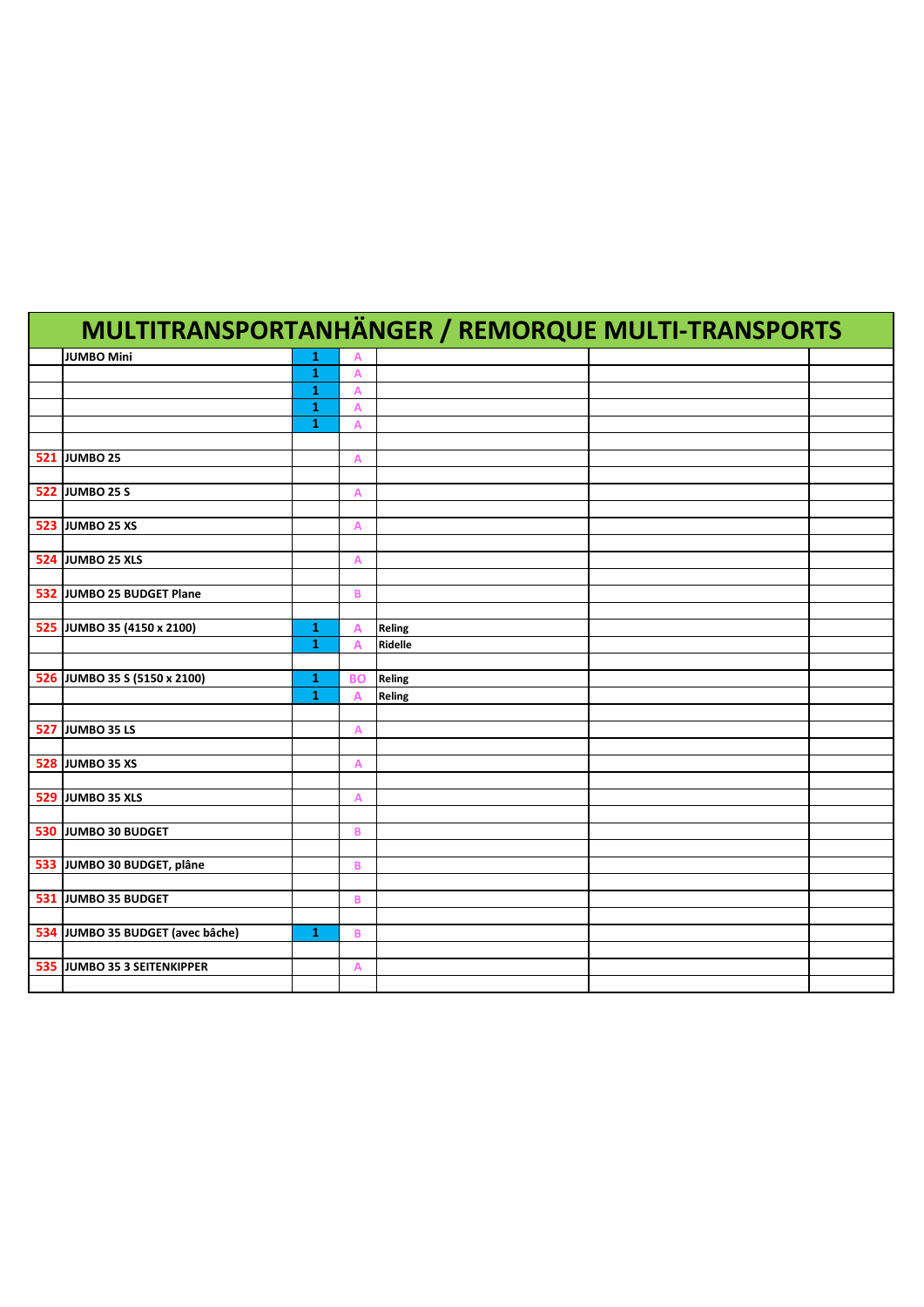# MULTITRANSPORTANHÄNGER / REMORQUE MULTI-TRANSPORTS

| | | | | | | |
|---|---|---|---|---|---|---|
| | JUMBO Mini | 1 | A | | | |
| | | 1 | A | | | |
| | | 1 | A | | | |
| | | 1 | A | | | |
| | | 1 | A | | | |
| | | | | | | |
| 521 | JUMBO 25 | | A | | | |
| | | | | | | |
| 522 | JUMBO 25 S | | A | | | |
| | | | | | | |
| 523 | JUMBO 25 XS | | A | | | |
| | | | | | | |
| 524 | JUMBO 25 XLS | | A | | | |
| | | | | | | |
| 532 | JUMBO 25 BUDGET Plane | | B | | | |
| | | | | | | |
| 525 | JUMBO 35 (4150 x 2100) | 1 | A | Reling | | |
| | | 1 | A | Ridelle | | |
| | | | | | | |
| 526 | JUMBO 35 S (5150 x 2100) | 1 | BO | Reling | | |
| | | 1 | A | Reling | | |
| | | | | | | |
| 527 | JUMBO 35 LS | | A | | | |
| | | | | | | |
| 528 | JUMBO 35 XS | | A | | | |
| | | | | | | |
| 529 | JUMBO 35 XLS | | A | | | |
| | | | | | | |
| 530 | JUMBO 30 BUDGET | | B | | | |
| | | | | | | |
| 533 | JUMBO 30 BUDGET, plâne | | B | | | |
| | | | | | | |
| 531 | JUMBO 35 BUDGET | | B | | | |
| | | | | | | |
| 534 | JUMBO 35 BUDGET (avec bâche) | 1 | B | | | |
| | | | | | | |
| 535 | JUMBO 35 3 SEITENKIPPER | | A | | | |
| | | | | | | |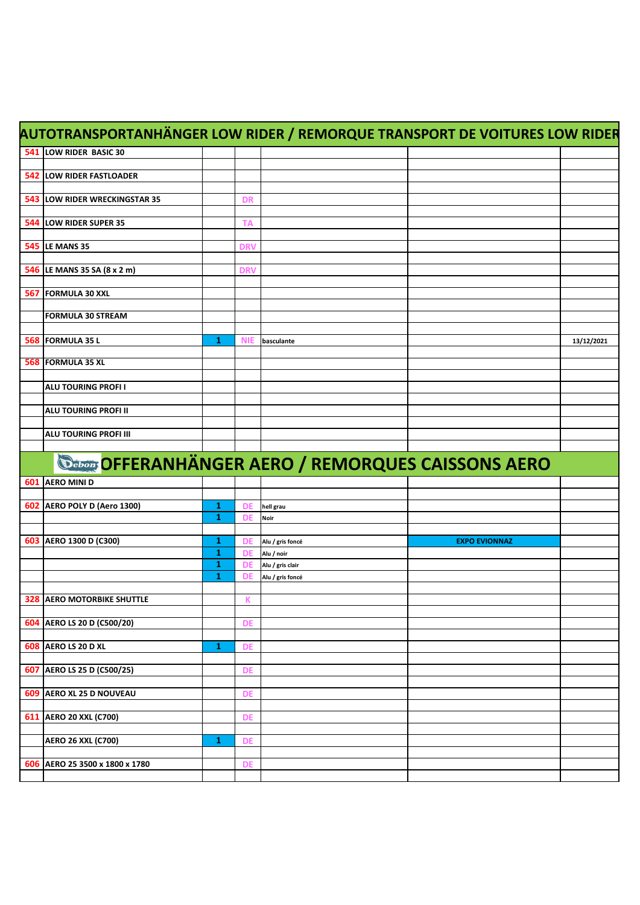| AUTOTRANSPORTANHÄNGER LOW RIDER / REMORQUE TRANSPORT DE VOITURES LOW RIDER | | | | | | |
|---|---|---|---|---|---|---|
| 541 | LOW RIDER BASIC 30 | | | | | |
| | | | | | | |
| 542 | LOW RIDER FASTLOADER | | | | | |
| | | | | | | |
| 543 | LOW RIDER WRECKINGSTAR 35 | | DR | | | |
| | | | | | | |
| 544 | LOW RIDER SUPER 35 | | TA | | | |
| | | | | | | |
| 545 | LE MANS 35 | | DRV | | | |
| | | | | | | |
| 546 | LE MANS 35 SA (8 x 2 m) | | DRV | | | |
| | | | | | | |
| 567 | FORMULA 30 XXL | | | | | |
| | | | | | | |
| | FORMULA 30 STREAM | | | | | |
| | | | | | | |
| 568 | FORMULA 35 L | 1 | NIE | basculante | | 13/12/2021 |
| | | | | | | |
| 568 | FORMULA 35 XL | | | | | |
| | | | | | | |
| | ALU TOURING PROFI I | | | | | |
| | | | | | | |
| | ALU TOURING PROFI II | | | | | |
| | | | | | | |
| | ALU TOURING PROFI III | | | | | |
| | | | | | | |

| Debon OFFERANHÄNGER AERO / REMORQUES CAISSONS AERO | | | | | | |
|---|---|---|---|---|---|---|
| 601 | AERO MINI D | | | | | |
| | | | | | | |
| 602 | AERO POLY D (Aero 1300) | 1 | DE | hell grau | | |
| | | 1 | DE | Noir | | |
| | | | | | | |
| 603 | AERO 1300 D (C300) | 1 | DE | Alu / gris foncé | EXPO EVIONNAZ | |
| | | 1 | DE | Alu / noir | | |
| | | 1 | DE | Alu / gris clair | | |
| | | 1 | DE | Alu / gris foncé | | |
| | | | | | | |
| 328 | AERO MOTORBIKE SHUTTLE | | K | | | |
| | | | | | | |
| 604 | AERO LS 20 D (C500/20) | | DE | | | |
| | | | | | | |
| 608 | AERO LS 20 D XL | 1 | DE | | | |
| | | | | | | |
| 607 | AERO LS 25 D (C500/25) | | DE | | | |
| | | | | | | |
| 609 | AERO XL 25 D NOUVEAU | | DE | | | |
| | | | | | | |
| 611 | AERO 20 XXL (C700) | | DE | | | |
| | | | | | | |
| | AERO 26 XXL (C700) | 1 | DE | | | |
| | | | | | | |
| 606 | AERO 25 3500 x 1800 x 1780 | | DE | | | |
| | | | | | | |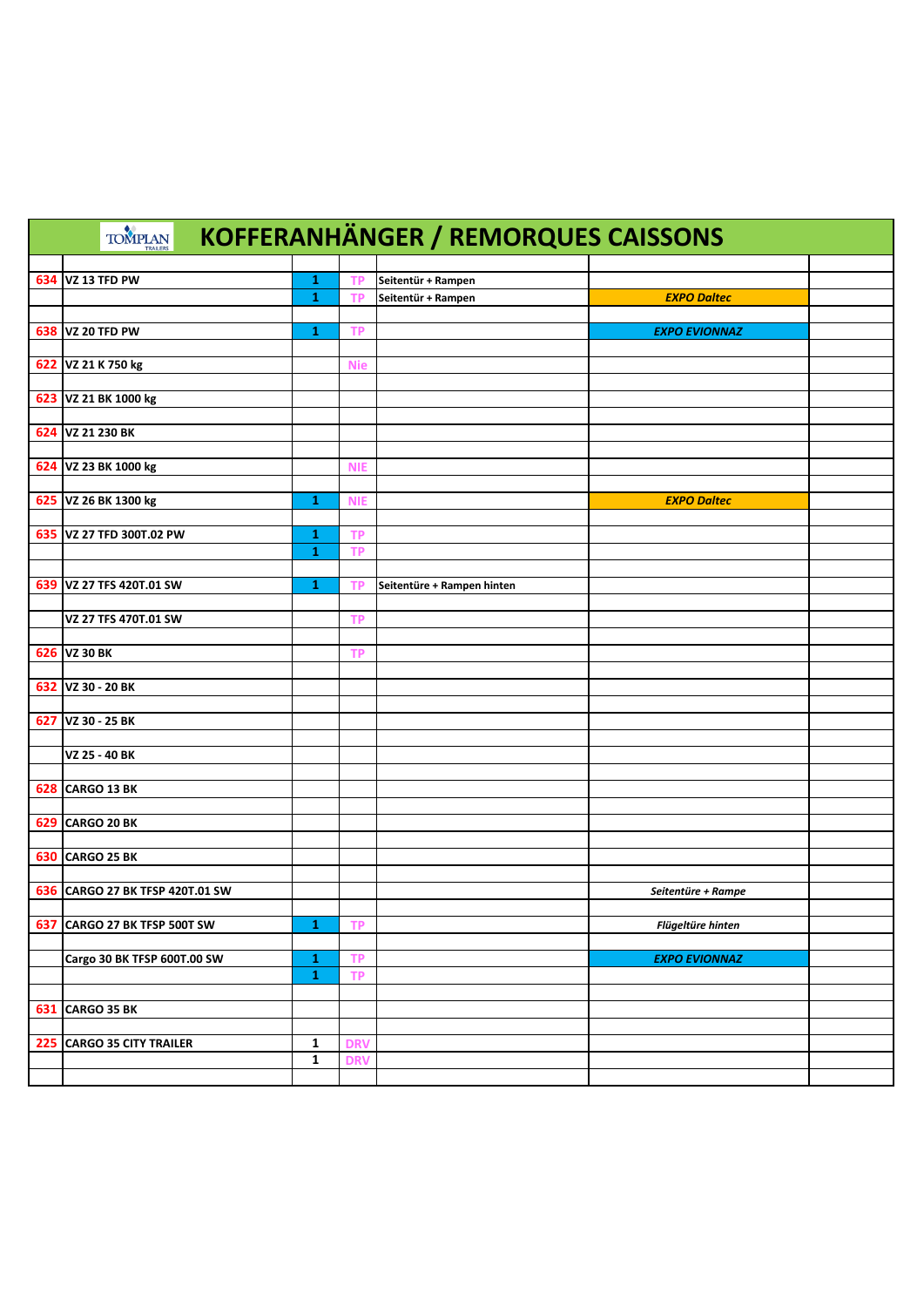# KOFFERANHÄNGER / REMORQUES CAISSONS

| | | | | | | |
|---|---|---|---|---|---|---|
| | | | | | | |
| 634 | VZ 13 TFD PW | 1 | TP | Seitentür + Rampen | | |
| | | 1 | TP | Seitentür + Rampen | *EXPO Daltec* | |
| | | | | | | |
| 638 | VZ 20 TFD PW | 1 | TP | | *EXPO EVIONNAZ* | |
| | | | | | | |
| 622 | VZ 21 K 750 kg | | Nie | | | |
| | | | | | | |
| 623 | VZ 21 BK 1000 kg | | | | | |
| | | | | | | |
| 624 | VZ 21 230 BK | | | | | |
| | | | | | | |
| 624 | VZ 23 BK 1000 kg | | NIE | | | |
| | | | | | | |
| 625 | VZ 26 BK 1300 kg | 1 | NIE | | *EXPO Daltec* | |
| | | | | | | |
| 635 | VZ 27 TFD 300T.02 PW | 1 | TP | | | |
| | | 1 | TP | | | |
| | | | | | | |
| 639 | VZ 27 TFS 420T.01 SW | 1 | TP | Seitentüre + Rampen hinten | | |
| | | | | | | |
| | VZ 27 TFS 470T.01 SW | | TP | | | |
| | | | | | | |
| 626 | VZ 30 BK | | TP | | | |
| | | | | | | |
| 632 | VZ 30 - 20 BK | | | | | |
| | | | | | | |
| 627 | VZ 30 - 25 BK | | | | | |
| | | | | | | |
| | VZ 25 - 40 BK | | | | | |
| | | | | | | |
| 628 | CARGO 13 BK | | | | | |
| | | | | | | |
| 629 | CARGO 20 BK | | | | | |
| | | | | | | |
| 630 | CARGO 25 BK | | | | | |
| | | | | | | |
| 636 | CARGO 27 BK TFSP 420T.01 SW | | | | *Seitentüre + Rampe* | |
| | | | | | | |
| 637 | CARGO 27 BK TFSP 500T SW | 1 | TP | | *Flügeltüre hinten* | |
| | | | | | | |
| | Cargo 30 BK TFSP 600T.00 SW | 1 | TP | | *EXPO EVIONNAZ* | |
| | | 1 | TP | | | |
| | | | | | | |
| 631 | CARGO 35 BK | | | | | |
| | | | | | | |
| 225 | CARGO 35 CITY TRAILER | 1 | DRV | | | |
| | | 1 | DRV | | | |
| | | | | | | |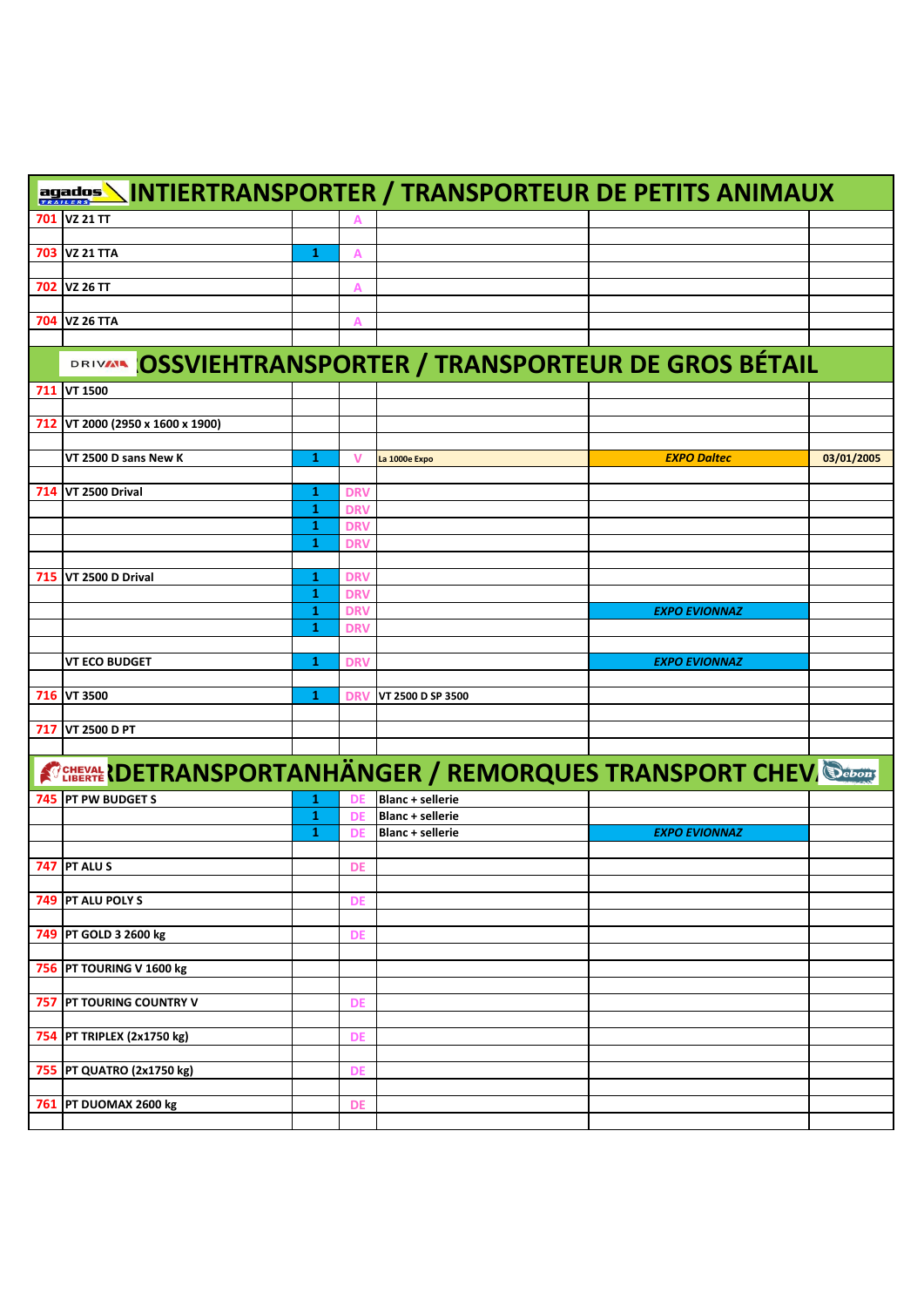| agados | INTIERTRANSPORTER / TRANSPORTEUR DE PETITS ANIMAUX | | | | | |
|---|---|---|---|---|---|---|
| 701 | VZ 21 TT | | A | | | |
| | | | | | | |
| 703 | VZ 21 TTA | 1 | A | | | |
| | | | | | | |
| 702 | VZ 26 TT | | A | | | |
| | | | | | | |
| 704 | VZ 26 TTA | | A | | | |
| | | | | | | |

| DRIVAL | OSSVIEHTRANSPORTER / TRANSPORTEUR DE GROS BÉTAIL | | | | | |
|---|---|---|---|---|---|---|
| 711 | VT 1500 | | | | | |
| | | | | | | |
| 712 | VT 2000 (2950 x 1600 x 1900) | | | | | |
| | | | | | | |
| | VT 2500 D sans New K | 1 | V | La 1000e Expo | *EXPO Daltec* | 03/01/2005 |
| | | | | | | |
| 714 | VT 2500 Drival | 1 | DRV | | | |
| | | 1 | DRV | | | |
| | | 1 | DRV | | | |
| | | 1 | DRV | | | |
| | | | | | | |
| 715 | VT 2500 D Drival | 1 | DRV | | | |
| | | 1 | DRV | | | |
| | | 1 | DRV | | *EXPO EVIONNAZ* | |
| | | 1 | DRV | | | |
| | | | | | | |
| | VT ECO BUDGET | 1 | DRV | | *EXPO EVIONNAZ* | |
| | | | | | | |
| 716 | VT 3500 | 1 | DRV | VT 2500 D SP 3500 | | |
| | | | | | | |
| 717 | VT 2500 D PT | | | | | |
| | | | | | | |

| CHEVAL LIBERTÉ | RDETRANSPORTANHÄNGER / REMORQUES TRANSPORT CHEV | | | | | Debon |
|---|---|---|---|---|---|---|
| 745 | PT PW BUDGET S | 1 | DE | Blanc + sellerie | | |
| | | 1 | DE | Blanc + sellerie | | |
| | | 1 | DE | Blanc + sellerie | *EXPO EVIONNAZ* | |
| | | | | | | |
| 747 | PT ALU S | | DE | | | |
| | | | | | | |
| 749 | PT ALU POLY S | | DE | | | |
| | | | | | | |
| 749 | PT GOLD 3 2600 kg | | DE | | | |
| | | | | | | |
| 756 | PT TOURING V 1600 kg | | | | | |
| | | | | | | |
| 757 | PT TOURING COUNTRY V | | DE | | | |
| | | | | | | |
| 754 | PT TRIPLEX (2x1750 kg) | | DE | | | |
| | | | | | | |
| 755 | PT QUATRO (2x1750 kg) | | DE | | | |
| | | | | | | |
| 761 | PT DUOMAX 2600 kg | | DE | | | |
| | | | | | | |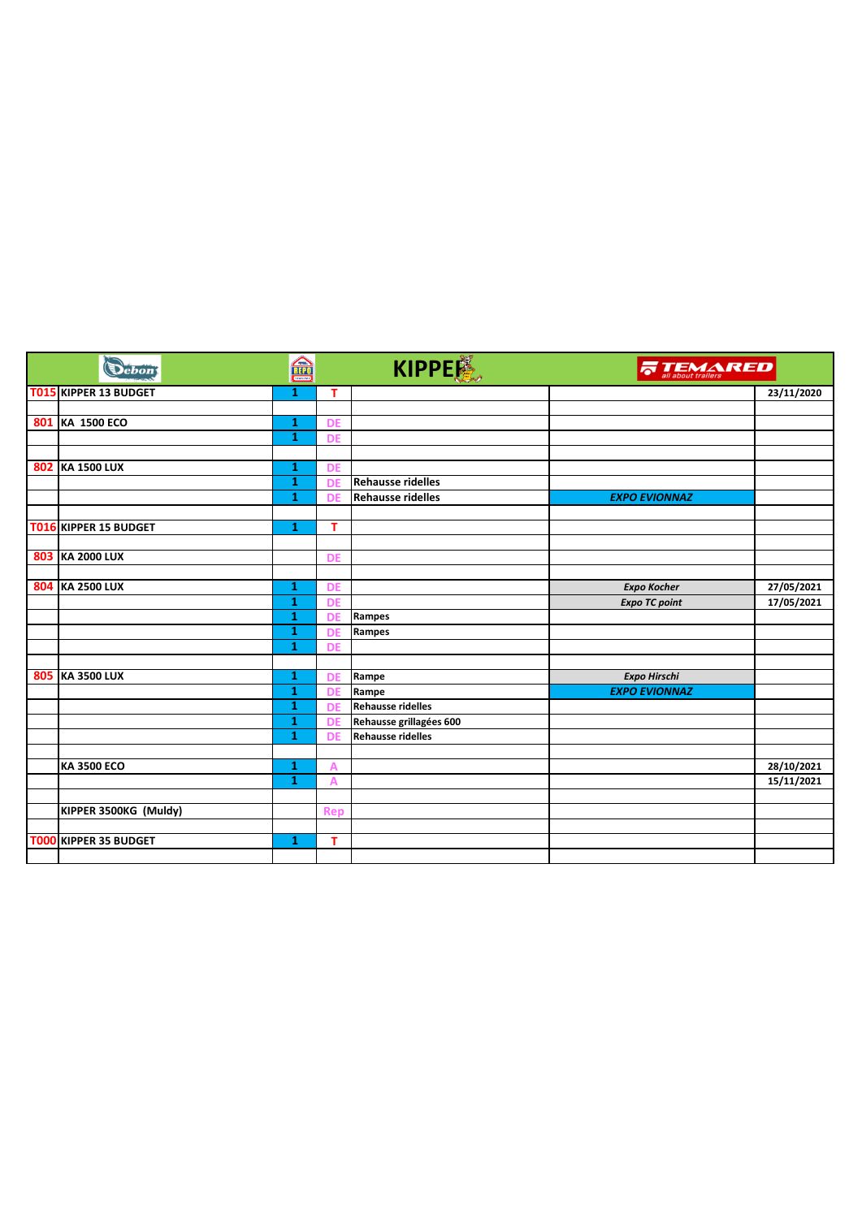| | | | | KIPPER | TEMARED | |
|---|---|---|---|---|---|---|
| T015 | KIPPER 13 BUDGET | 1 | T | | | 23/11/2020 |
| | | | | | | |
| 801 | KA 1500 ECO | 1 | DE | | | |
| | | 1 | DE | | | |
| | | | | | | |
| 802 | KA 1500 LUX | 1 | DE | | | |
| | | 1 | DE | Rehausse ridelles | | |
| | | 1 | DE | Rehausse ridelles | *EXPO EVIONNAZ* | |
| | | | | | | |
| T016 | KIPPER 15 BUDGET | 1 | T | | | |
| | | | | | | |
| 803 | KA 2000 LUX | | DE | | | |
| | | | | | | |
| 804 | KA 2500 LUX | 1 | DE | | *Expo Kocher* | 27/05/2021 |
| | | 1 | DE | | *Expo TC point* | 17/05/2021 |
| | | 1 | DE | Rampes | | |
| | | 1 | DE | Rampes | | |
| | | 1 | DE | | | |
| | | | | | | |
| 805 | KA 3500 LUX | 1 | DE | Rampe | *Expo Hirschi* | |
| | | 1 | DE | Rampe | *EXPO EVIONNAZ* | |
| | | 1 | DE | Rehausse ridelles | | |
| | | 1 | DE | Rehausse grillagées 600 | | |
| | | 1 | DE | Rehausse ridelles | | |
| | | | | | | |
| | KA 3500 ECO | 1 | A | | | 28/10/2021 |
| | | 1 | A | | | 15/11/2021 |
| | | | | | | |
| | KIPPER 3500KG (Muldy) | | Rep | | | |
| | | | | | | |
| T000 | KIPPER 35 BUDGET | 1 | T | | | |
| | | | | | | |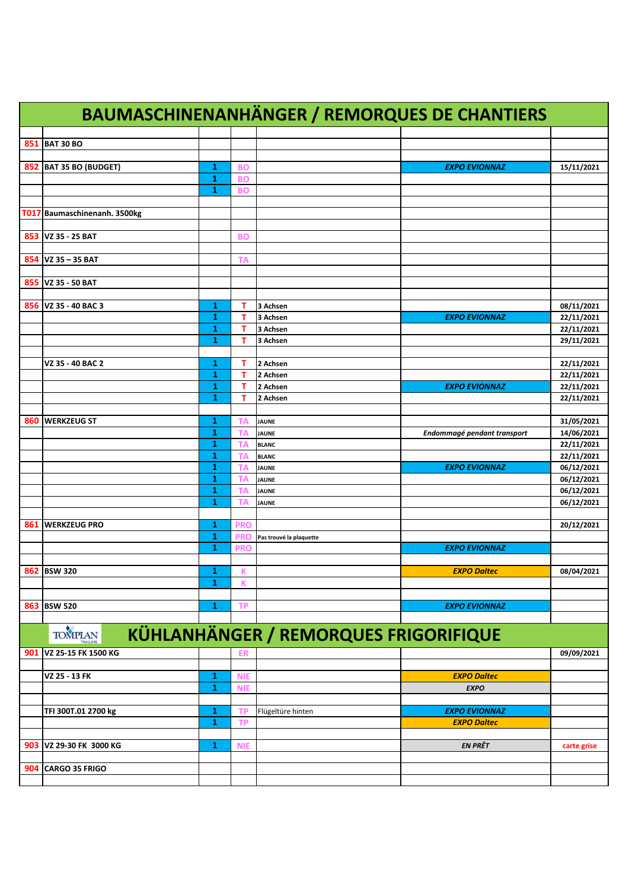# BAUMASCHINENANHÄNGER / REMORQUES DE CHANTIERS

| | | | | | | |
|---|---|---|---|---|---|---|
| | | | | | | |
| 851 | BAT 30 BO | | | | | |
| | | | | | | |
| 852 | BAT 35 BO (BUDGET) | 1 | BO | | EXPO EVIONNAZ | 15/11/2021 |
| | | 1 | BO | | | |
| | | 1 | BO | | | |
| | | | | | | |
| T017 | Baumaschinenanh. 3500kg | | | | | |
| | | | | | | |
| 853 | VZ 35 - 25 BAT | | BO | | | |
| | | | | | | |
| 854 | VZ 35 – 35 BAT | | TA | | | |
| | | | | | | |
| 855 | VZ 35 - 50 BAT | | | | | |
| | | | | | | |
| 856 | VZ 35 - 40 BAC 3 | 1 | T | 3 Achsen | | 08/11/2021 |
| | | 1 | T | 3 Achsen | EXPO EVIONNAZ | 22/11/2021 |
| | | 1 | T | 3 Achsen | | 22/11/2021 |
| | | 1 | T | 3 Achsen | | 29/11/2021 |
| | | | | | | |
| | VZ 35 - 40 BAC 2 | 1 | T | 2 Achsen | | 22/11/2021 |
| | | 1 | T | 2 Achsen | | 22/11/2021 |
| | | 1 | T | 2 Achsen | EXPO EVIONNAZ | 22/11/2021 |
| | | 1 | T | 2 Achsen | | 22/11/2021 |
| | | | | | | |
| 860 | WERKZEUG ST | 1 | TA | JAUNE | | 31/05/2021 |
| | | 1 | TA | JAUNE | Endommagé pendant transport | 14/06/2021 |
| | | 1 | TA | BLANC | | 22/11/2021 |
| | | 1 | TA | BLANC | | 22/11/2021 |
| | | 1 | TA | JAUNE | EXPO EVIONNAZ | 06/12/2021 |
| | | 1 | TA | JAUNE | | 06/12/2021 |
| | | 1 | TA | JAUNE | | 06/12/2021 |
| | | 1 | TA | JAUNE | | 06/12/2021 |
| | | | | | | |
| 861 | WERKZEUG PRO | 1 | PRO | | | 20/12/2021 |
| | | 1 | PRO | Pas trouvé la plaquette | | |
| | | 1 | PRO | | EXPO EVIONNAZ | |
| | | | | | | |
| 862 | BSW 320 | 1 | K | | EXPO Daltec | 08/04/2021 |
| | | 1 | K | | | |
| | | | | | | |
| 863 | BSW 520 | 1 | TP | | EXPO EVIONNAZ | |
| | | | | | | |

# TOMPLAN TRAILERS KÜHLANHÄNGER / REMORQUES FRIGORIFIQUE

| | | | | | | |
|---|---|---|---|---|---|---|
| 901 | VZ 25-15 FK 1500 KG | | ER | | | 09/09/2021 |
| | | | | | | |
| | VZ 25 - 13 FK | 1 | NIE | | EXPO Daltec | |
| | | 1 | NIE | | EXPO | |
| | | | | | | |
| | TFI 300T.01 2700 kg | 1 | TP | Flügeltüre hinten | EXPO EVIONNAZ | |
| | | 1 | TP | | EXPO Daltec | |
| | | | | | | |
| 903 | VZ 29-30 FK 3000 KG | 1 | NIE | | EN PRÊT | carte grise |
| | | | | | | |
| 904 | CARGO 35 FRIGO | | | | | |
| | | | | | | |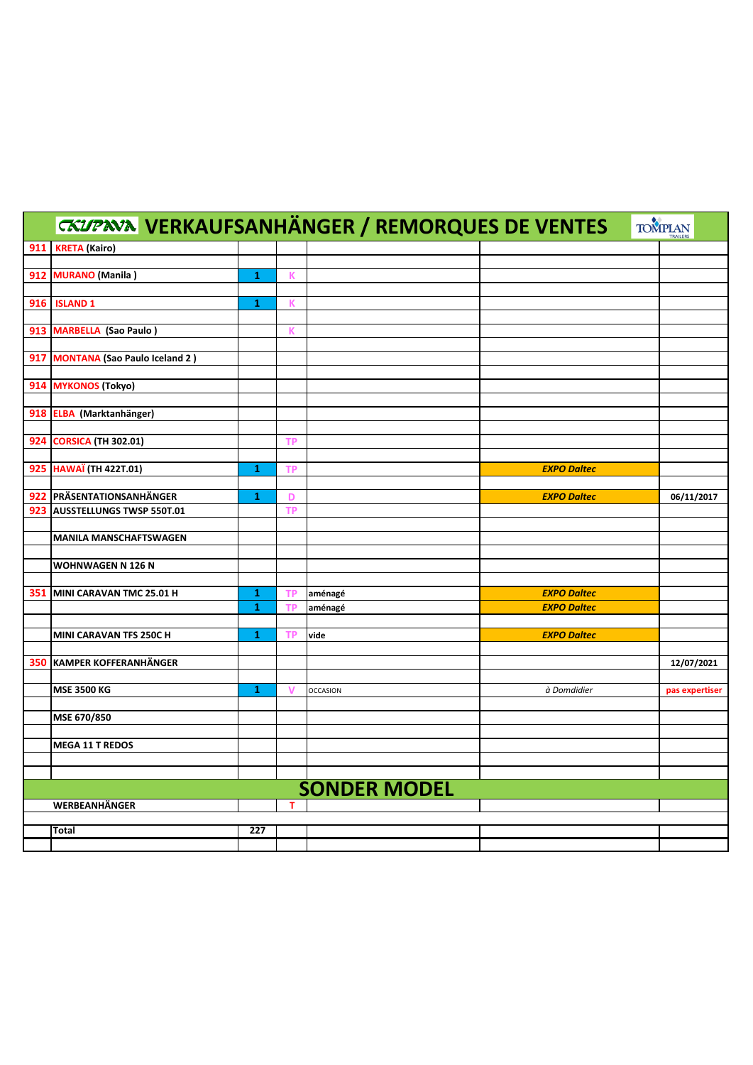# CKUPAVA VERKAUFSANHÄNGER / REMORQUES DE VENTES

TOMPLAN TRAILERS

| | | | | | | |
|---|---|---|---|---|---|---|
| 911 | KRETA (Kairo) | | | | | |
| | | | | | | |
| 912 | MURANO (Manila ) | 1 | K | | | |
| | | | | | | |
| 916 | ISLAND 1 | 1 | K | | | |
| | | | | | | |
| 913 | MARBELLA (Sao Paulo ) | | K | | | |
| | | | | | | |
| 917 | MONTANA (Sao Paulo Iceland 2 ) | | | | | |
| | | | | | | |
| 914 | MYKONOS (Tokyo) | | | | | |
| | | | | | | |
| 918 | ELBA (Marktanhänger) | | | | | |
| | | | | | | |
| 924 | CORSICA (TH 302.01) | | TP | | | |
| | | | | | | |
| 925 | HAWAÏ (TH 422T.01) | 1 | TP | | *EXPO Daltec* | |
| | | | | | | |
| 922 | PRÄSENTATIONSANHÄNGER | 1 | D | | *EXPO Daltec* | 06/11/2017 |
| 923 | AUSSTELLUNGS TWSP 550T.01 | | TP | | | |
| | | | | | | |
| | MANILA MANSCHAFTSWAGEN | | | | | |
| | | | | | | |
| | WOHNWAGEN N 126 N | | | | | |
| | | | | | | |
| 351 | MINI CARAVAN TMC 25.01 H | 1 | TP | aménagé | *EXPO Daltec* | |
| | | 1 | TP | aménagé | *EXPO Daltec* | |
| | | | | | | |
| | MINI CARAVAN TFS 250C H | 1 | TP | vide | *EXPO Daltec* | |
| | | | | | | |
| 350 | KAMPER KOFFERANHÄNGER | | | | | 12/07/2021 |
| | | | | | | |
| | MSE 3500 KG | 1 | V | OCCASION | *à Domdidier* | pas expertiser |
| | | | | | | |
| | MSE 670/850 | | | | | |
| | | | | | | |
| | MEGA 11 T REDOS | | | | | |
| | | | | | | |
| | | | | | | |
| | **SONDER MODEL** | | | | | |
| | WERBEANHÄNGER | | T | | | |
| | | | | | | |
| | Total | 227 | | | | |
| | | | | | | |